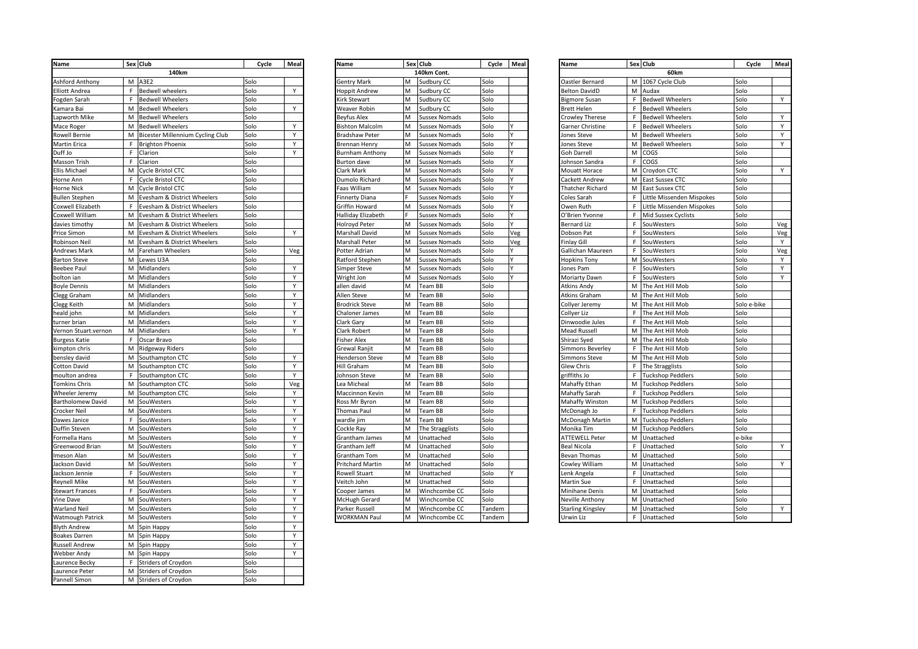| Name | Sex | Club | Cycle | Meal |
|---|---|---|---|---|
| | | 140km | | |
| Ashford Anthony | M | A3E2 | Solo | |
| Elliott Andrea | F | Bedwell wheelers | Solo | Y |
| Fogden Sarah | F | Bedwell Wheelers | Solo | |
| Kamara Bai | M | Bedwell Wheelers | Solo | Y |
| Lapworth Mike | M | Bedwell Wheelers | Solo | |
| Mace Roger | M | Bedwell Wheelers | Solo | Y |
| Rowell Bernie | M | Bicester Millennium Cycling Club | Solo | Y |
| Martin Erica | F | Brighton Phoenix | Solo | Y |
| Duff Jo | F | Clarion | Solo | Y |
| Masson Trish | F | Clarion | Solo | |
| Ellis Michael | M | Cycle Bristol CTC | Solo | |
| Horne Ann | F | Cycle Bristol CTC | Solo | |
| Horne Nick | M | Cycle Bristol CTC | Solo | |
| Bullen Stephen | M | Evesham & District Wheelers | Solo | |
| Coxwell Elizabeth | F | Evesham & District Wheelers | Solo | |
| Coxwell William | M | Evesham & District Wheelers | Solo | |
| davies timothy | M | Evesham & District Wheelers | Solo | |
| Price Simon | M | Evesham & District Wheelers | Solo | Y |
| Robinson Neil | M | Evesham & District Wheelers | Solo | |
| Andrews Mark | M | Fareham Wheelers | Solo | Veg |
| Barton Steve | M | Lewes U3A | Solo | |
| Beebee Paul | M | Midlanders | Solo | Y |
| bolton ian | M | Midlanders | Solo | Y |
| Boyle Dennis | M | Midlanders | Solo | Y |
| Clegg Graham | M | Midlanders | Solo | Y |
| Clegg Keith | M | Midlanders | Solo | Y |
| heald john | M | Midlanders | Solo | Y |
| turner brian | M | Midlanders | Solo | Y |
| Vernon Stuart.vernon | M | Midlanders | Solo | Y |
| Burgess Katie | F | Oscar Bravo | Solo | |
| kimpton chris | M | Ridgeway Riders | Solo | |
| bensley david | M | Southampton CTC | Solo | Y |
| Cotton David | M | Southampton CTC | Solo | Y |
| moulton andrea | F | Southampton CTC | Solo | Y |
| Tomkins Chris | M | Southampton CTC | Solo | Veg |
| Wheeler Jeremy | M | Southampton CTC | Solo | Y |
| Bartholomew David | M | SouWesters | Solo | Y |
| Crocker Neil | M | SouWesters | Solo | Y |
| Dawes Janice | F | SouWesters | Solo | Y |
| Duffin Steven | M | SouWesters | Solo | Y |
| Formella Hans | M | SouWesters | Solo | Y |
| Greenwood Brian | M | SouWesters | Solo | Y |
| Imeson Alan | M | SouWesters | Solo | Y |
| Jackson David | M | SouWesters | Solo | Y |
| Jackson Jennie | F | SouWesters | Solo | Y |
| Reynell Mike | M | SouWesters | Solo | Y |
| Stewart Frances | F | SouWesters | Solo | Y |
| Vine Dave | M | SouWesters | Solo | Y |
| Warland Neil | M | SouWesters | Solo | Y |
| Watmough Patrick | M | SouWesters | Solo | Y |
| Blyth Andrew | M | Spin Happy | Solo | Y |
| Boakes Darren | M | Spin Happy | Solo | Y |
| Russell Andrew | M | Spin Happy | Solo | Y |
| Webber Andy | M | Spin Happy | Solo | Y |
| Laurence Becky | F | Striders of Croydon | Solo | |
| Laurence Peter | M | Striders of Croydon | Solo | |
| Pannell Simon | M | Striders of Croydon | Solo | |

| Name | Sex | Club | Cycle | Meal |
|---|---|---|---|---|
| | | 140km Cont. | | |
| Gentry Mark | M | Sudbury CC | Solo | |
| Hoppit Andrew | M | Sudbury CC | Solo | |
| Kirk Stewart | M | Sudbury CC | Solo | |
| Weaver Robin | M | Sudbury CC | Solo | |
| Beyfus Alex | M | Sussex Nomads | Solo | |
| Bishton Malcolm | M | Sussex Nomads | Solo | Y |
| Bradshaw Peter | M | Sussex Nomads | Solo | Y |
| Brennan Henry | M | Sussex Nomads | Solo | Y |
| Burnham Anthony | M | Sussex Nomads | Solo | Y |
| Burton dave | M | Sussex Nomads | Solo | Y |
| Clark Mark | M | Sussex Nomads | Solo | Y |
| Dumolo Richard | M | Sussex Nomads | Solo | Y |
| Faas William | M | Sussex Nomads | Solo | Y |
| Finnerty Diana | F | Sussex Nomads | Solo | Y |
| Griffin Howard | M | Sussex Nomads | Solo | Y |
| Halliday Elizabeth | F | Sussex Nomads | Solo | Y |
| Holroyd Peter | M | Sussex Nomads | Solo | Y |
| Marshall David | M | Sussex Nomads | Solo | Veg |
| Marshall Peter | M | Sussex Nomads | Solo | Veg |
| Potter Adrian | M | Sussex Nomads | Solo | Y |
| Ratford Stephen | M | Sussex Nomads | Solo | Y |
| Simper Steve | M | Sussex Nomads | Solo | Y |
| Wright Jon | M | Sussex Nomads | Solo | Y |
| allen david | M | Team BB | Solo | |
| Allen Steve | M | Team BB | Solo | |
| Brodrick Steve | M | Team BB | Solo | |
| Chaloner James | M | Team BB | Solo | |
| Clark Gary | M | Team BB | Solo | |
| Clark Robert | M | Team BB | Solo | |
| Fisher Alex | M | Team BB | Solo | |
| Grewal Ranjit | M | Team BB | Solo | |
| Henderson Steve | M | Team BB | Solo | |
| Hill Graham | M | Team BB | Solo | |
| Johnson Steve | M | Team BB | Solo | |
| Lea Micheal | M | Team BB | Solo | |
| Maccinnon Kevin | M | Team BB | Solo | |
| Ross Mr Byron | M | Team BB | Solo | |
| Thomas Paul | M | Team BB | Solo | |
| wardle jim | M | Team BB | Solo | |
| Cockle Ray | M | The Stragglists | Solo | |
| Grantham James | M | Unattached | Solo | |
| Grantham Jeff | M | Unattached | Solo | |
| Grantham Tom | M | Unattached | Solo | |
| Pritchard Martin | M | Unattached | Solo | |
| Rowell Stuart | M | Unattached | Solo | Y |
| Veitch John | M | Unattached | Solo | |
| Cooper James | M | Winchcombe CC | Solo | |
| McHugh Gerard | M | Winchcombe CC | Solo | |
| Parker Russell | M | Winchcombe CC | Tandem | |
| WORKMAN Paul | M | Winchcombe CC | Tandem | |

| Name | Sex | Club | Cycle | Meal |
|---|---|---|---|---|
| | | 60km | | |
| Oastler Bernard | M | 1067 Cycle Club | Solo | |
| Belton DavidD | M | Audax | Solo | |
| Bigmore Susan | F | Bedwell Wheelers | Solo | Y |
| Brett Helen | F | Bedwell Wheelers | Solo | |
| Crowley Therese | F | Bedwell Wheelers | Solo | Y |
| Garner Christine | F | Bedwell Wheelers | Solo | Y |
| Jones Steve | M | Bedwell Wheelers | Solo | Y |
| Jones Steve | M | Bedwell Wheelers | Solo | Y |
| Goh Darrell | M | COGS | Solo | |
| Johnson Sandra | F | COGS | Solo | |
| Mouatt Horace | M | Croydon CTC | Solo | Y |
| Cackett Andrew | M | East Sussex CTC | Solo | |
| Thatcher Richard | M | East Sussex CTC | Solo | |
| Coles Sarah | F | Little Missenden Mispokes | Solo | |
| Owen Ruth | F | Little Missenden Mispokes | Solo | |
| O'Brien Yvonne | F | Mid Sussex Cyclists | Solo | |
| Bernard Liz | F | SouWesters | Solo | Veg |
| Dobson Pat | F | SouWesters | Solo | Veg |
| Finlay Gill | F | SouWesters | Solo | Y |
| Gallichan Maureen | F | SouWesters | Solo | Veg |
| Hopkins Tony | M | SouWesters | Solo | Y |
| Jones Pam | F | SouWesters | Solo | Y |
| Moriarty Dawn | F | SouWesters | Solo | Y |
| Atkins Andy | M | The Ant Hill Mob | Solo | |
| Atkins Graham | M | The Ant Hill Mob | Solo | |
| Collyer Jeremy | M | The Ant Hill Mob | Solo e-bike | |
| Collyer Liz | F | The Ant Hill Mob | Solo | |
| Dinwoodie Jules | F | The Ant Hill Mob | Solo | |
| Mead Russell | M | The Ant Hill Mob | Solo | |
| Shirazi Syed | M | The Ant Hill Mob | Solo | |
| Simmons Beverley | F | The Ant Hill Mob | Solo | |
| Simmons Steve | M | The Ant Hill Mob | Solo | |
| Glew Chris | F | The Stragglists | Solo | |
| griffiths Jo | F | Tuckshop Peddlers | Solo | |
| Mahaffy Ethan | M | Tuckshop Peddlers | Solo | |
| Mahaffy Sarah | F | Tuckshop Peddlers | Solo | |
| Mahaffy Winston | M | Tuckshop Peddlers | Solo | |
| McDonagh Jo | F | Tuckshop Peddlers | Solo | |
| McDonagh Martin | M | Tuckshop Peddlers | Solo | |
| Monika Tim | M | Tuckshop Peddlers | Solo | |
| ATTEWELL Peter | M | Unattached | e-bike | |
| Beal Nicola | F | Unattached | Solo | Y |
| Bevan Thomas | M | Unattached | Solo | |
| Cowley William | M | Unattached | Solo | Y |
| Lenk Angela | F | Unattached | Solo | |
| Martin Sue | F | Unattached | Solo | |
| Minihane Denis | M | Unattached | Solo | |
| Neville Anthony | M | Unattached | Solo | |
| Starling Kingsley | M | Unattached | Solo | Y |
| Urwin Liz | F | Unattached | Solo | |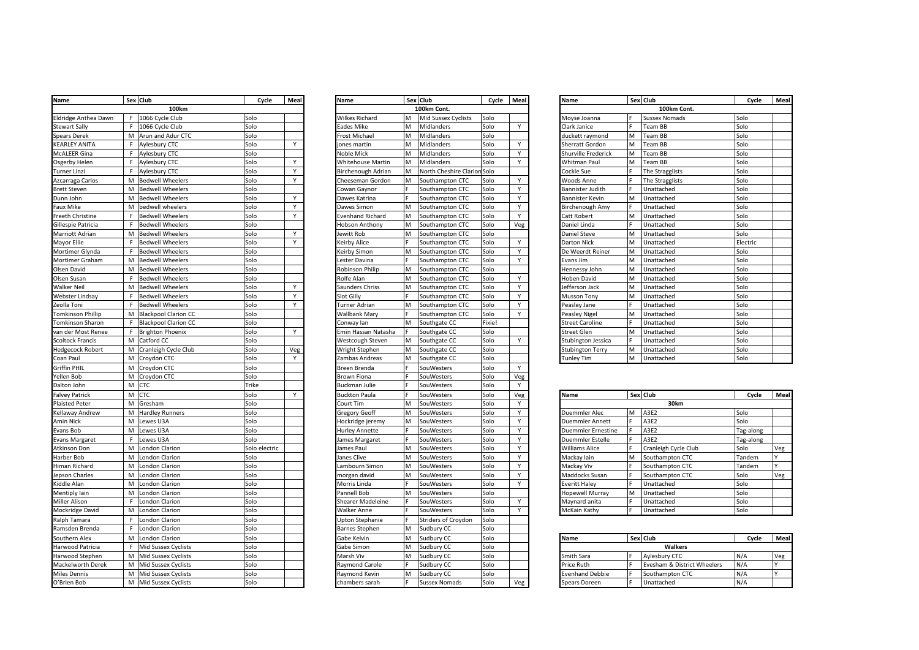| Name | Sex | Club | Cycle | Meal |
|---|---|---|---|---|
| **100km** | | | | |
| Eldridge Anthea Dawn | F | 1066 Cycle Club | Solo | |
| Stewart Sally | F | 1066 Cycle Club | Solo | |
| Spears Derek | M | Arun and Adur CTC | Solo | |
| KEARLEY ANITA | F | Aylesbury CTC | Solo | Y |
| McALEER Gina | F | Aylesbury CTC | Solo | |
| Osgerby Helen | F | Aylesbury CTC | Solo | Y |
| Turner Linzi | F | Aylesbury CTC | Solo | Y |
| Azcarraga Carlos | M | Bedwell Wheelers | Solo | Y |
| Brett Steven | M | Bedwell Wheelers | Solo | |
| Dunn John | M | Bedwell Wheelers | Solo | Y |
| Faux Mike | M | bedwell wheelers | Solo | Y |
| Freeth Christine | F | Bedwell Wheelers | Solo | Y |
| Gillespie Patricia | F | Bedwell Wheelers | Solo | |
| Marriott Adrian | M | Bedwell Wheelers | Solo | Y |
| Mayor Ellie | F | Bedwell Wheelers | Solo | Y |
| Mortimer Glynda | F | Bedwell Wheelers | Solo | |
| Mortimer Graham | M | Bedwell Wheelers | Solo | |
| Olsen David | M | Bedwell Wheelers | Solo | |
| Olsen Susan | F | Bedwell Wheelers | Solo | |
| Walker Neil | M | Bedwell Wheelers | Solo | Y |
| Webster Lindsay | F | Bedwell Wheelers | Solo | Y |
| Zeolla Toni | F | Bedwell Wheelers | Solo | Y |
| Tomkinson Phillip | M | Blackpool Clarion CC | Solo | |
| Tomkinson Sharon | F | Blackpool Clarion CC | Solo | |
| van der Most Renee | F | Brighton Phoenix | Solo | Y |
| Scoltock Francis | M | Catford CC | Solo | |
| Hedgecock Robert | M | Cranleigh Cycle Club | Solo | Veg |
| Coan Paul | M | Croydon CTC | Solo | Y |
| Griffin PHIL | M | Croydon CTC | Solo | |
| Yellen Bob | M | Croydon CTC | Solo | |
| Dalton John | M | CTC | Trike | |
| Falvey Patrick | M | CTC | Solo | Y |
| Plaisted Peter | M | Gresham | Solo | |
| Kellaway Andrew | M | Hardley Runners | Solo | |
| Amin Nick | M | Lewes U3A | Solo | |
| Evans Bob | M | Lewes U3A | Solo | |
| Evans Margaret | F | Lewes U3A | Solo | |
| Atkinson Don | M | London Clarion | Solo electric | |
| Harber Bob | M | London Clarion | Solo | |
| Himan Richard | M | London Clarion | Solo | |
| Jepson Charles | M | London Clarion | Solo | |
| Kiddle Alan | M | London Clarion | Solo | |
| Mentiply Iain | M | London Clarion | Solo | |
| Miller Alison | F | London Clarion | Solo | |
| Mockridge David | M | London Clarion | Solo | |
| Ralph Tamara | F | London Clarion | Solo | |
| Ramsden Brenda | F | London Clarion | Solo | |
| Southern Alex | M | London Clarion | Solo | |
| Harwood Patricia | F | Mid Sussex Cyclists | Solo | |
| Harwood Stephen | M | Mid Sussex Cyclists | Solo | |
| Mackelworth Derek | M | Mid Sussex Cyclists | Solo | |
| Miles Dennis | M | Mid Sussex Cyclists | Solo | |
| O'Brien Bob | M | Mid Sussex Cyclists | Solo | |

| Name | Sex | Club | Cycle | Meal |
|---|---|---|---|---|
| **100km Cont.** | | | | |
| Wilkes Richard | M | Mid Sussex Cyclists | Solo | |
| Eades Mike | M | Midlanders | Solo | Y |
| Frost Michael | M | Midlanders | Solo | |
| jones martin | M | Midlanders | Solo | Y |
| Noble Mick | M | Midlanders | Solo | Y |
| Whitehouse Martin | M | Midlanders | Solo | Y |
| Birchenough Adrian | M | North Cheshire Clarion | Solo | |
| Cheeseman Gordon | M | Southampton CTC | Solo | Y |
| Cowan Gaynor | F | Southampton CTC | Solo | Y |
| Dawes Katrina | F | Southampton CTC | Solo | Y |
| Dawes Simon | M | Southampton CTC | Solo | Y |
| Evenhand Richard | M | Southampton CTC | Solo | Y |
| Hobson Anthony | M | Southampton CTC | Solo | Veg |
| Jewitt Rob | M | Southampton CTC | Solo | |
| Keirby Alice | F | Southampton CTC | Solo | Y |
| Keirby Simon | M | Southampton CTC | Solo | Y |
| Lester Davina | F | Southampton CTC | Solo | Y |
| Robinson Philip | M | Southampton CTC | Solo | |
| Rolfe Alan | M | Southampton CTC | Solo | Y |
| Saunders Chriss | M | Southampton CTC | Solo | Y |
| Slot Gilly | F | Southampton CTC | Solo | Y |
| Turner Adrian | M | Southampton CTC | Solo | Y |
| Wallbank Mary | F | Southampton CTC | Solo | Y |
| Conway Ian | M | Southgate CC | Fixie! | |
| Emin Hassan Natasha | F | Southgate CC | Solo | |
| Westcough Steven | M | Southgate CC | Solo | Y |
| Wright Stephen | M | Southgate CC | Solo | |
| Zambas Andreas | M | Southgate CC | Solo | |
| Breen Brenda | F | SouWesters | Solo | Y |
| Brown Fiona | F | SouWesters | Solo | Veg |
| Buckman Julie | F | SouWesters | Solo | Y |
| Buckton Paula | F | SouWesters | Solo | Veg |
| Court Tim | M | SouWesters | Solo | Y |
| Gregory Geoff | M | SouWesters | Solo | Y |
| Hockridge jeremy | M | SouWesters | Solo | Y |
| Hurley Annette | F | SouWesters | Solo | Y |
| James Margaret | F | SouWesters | Solo | Y |
| James Paul | M | SouWesters | Solo | Y |
| Janes Clive | M | SouWesters | Solo | Y |
| Lambourn Simon | M | SouWesters | Solo | Y |
| morgan david | M | SouWesters | Solo | Y |
| Morris Linda | F | SouWesters | Solo | Y |
| Pannell Bob | M | SouWesters | Solo | |
| Shearer Madeleine | F | SouWesters | Solo | Y |
| Walker Anne | F | SouWesters | Solo | Y |
| Upton Stephanie | F | Striders of Croydon | Solo | |
| Barnes Stephen | M | Sudbury CC | Solo | |
| Gabe Kelvin | M | Sudbury CC | Solo | |
| Gabe Simon | M | Sudbury CC | Solo | |
| Marsh Viv | M | Sudbury CC | Solo | |
| Raymond Carole | F | Sudbury CC | Solo | |
| Raymond Kevin | M | Sudbury CC | Solo | |
| chambers sarah | F | Sussex Nomads | Solo | Veg |

| Name | Sex | Club | Cycle | Meal |
|---|---|---|---|---|
| **100km Cont.** | | | | |
| Moyse Joanna | F | Sussex Nomads | Solo | |
| Clark Janice | F | Team BB | Solo | |
| duckett raymond | M | Team BB | Solo | |
| Sherratt Gordon | M | Team BB | Solo | |
| Shurville Frederick | M | Team BB | Solo | |
| Whitman Paul | M | Team BB | Solo | |
| Cockle Sue | F | The Stragglists | Solo | |
| Woods Anne | F | The Stragglists | Solo | |
| Bannister Judith | F | Unattached | Solo | |
| Bannister Kevin | M | Unattached | Solo | |
| Birchenough Amy | F | Unattached | Solo | |
| Catt Robert | M | Unattached | Solo | |
| Daniel Linda | F | Unattached | Solo | |
| Daniel Steve | M | Unattached | Solo | |
| Darton Nick | M | Unattached | Electric | |
| De Weerdt Reiner | M | Unattached | Solo | |
| Evans Jim | M | Unattached | Solo | |
| Hennessy John | M | Unattached | Solo | |
| Hoben David | M | Unattached | Solo | |
| Jefferson Jack | M | Unattached | Solo | |
| Musson Tony | M | Unattached | Solo | |
| Peasley Jane | F | Unattached | Solo | |
| Peasley Nigel | M | Unattached | Solo | |
| Street Caroline | F | Unattached | Solo | |
| Street Glen | M | Unattached | Solo | |
| Stubington Jessica | F | Unattached | Solo | |
| Stubington Terry | M | Unattached | Solo | |
| Tunley Tim | M | Unattached | Solo | |

| Name | Sex | Club | Cycle | Meal |
|---|---|---|---|---|
| **30km** | | | | |
| Duemmler Alec | M | A3E2 | Solo | |
| Duemmler Annett | F | A3E2 | Solo | |
| Duemmler Ernestine | F | A3E2 | Tag-along | |
| Duemmler Estelle | F | A3E2 | Tag-along | |
| Williams Alice | F | Cranleigh Cycle Club | Solo | Veg |
| Mackay Iain | M | Southampton CTC | Tandem | Y |
| Mackay Viv | F | Southampton CTC | Tandem | Y |
| Maddocks Susan | F | Southampton CTC | Solo | Veg |
| Everitt Haley | F | Unattached | Solo | |
| Hopewell Murray | M | Unattached | Solo | |
| Maynard anita | F | Unattached | Solo | |
| McKain Kathy | F | Unattached | Solo | |

| Name | Sex | Club | Cycle | Meal |
|---|---|---|---|---|
| **Walkers** | | | | |
| Smith Sara | F | Aylesbury CTC | N/A | Veg |
| Price Ruth | F | Evesham & District Wheelers | N/A | Y |
| Evenhand Debbie | F | Southampton CTC | N/A | Y |
| Spears Doreen | F | Unattached | N/A | |